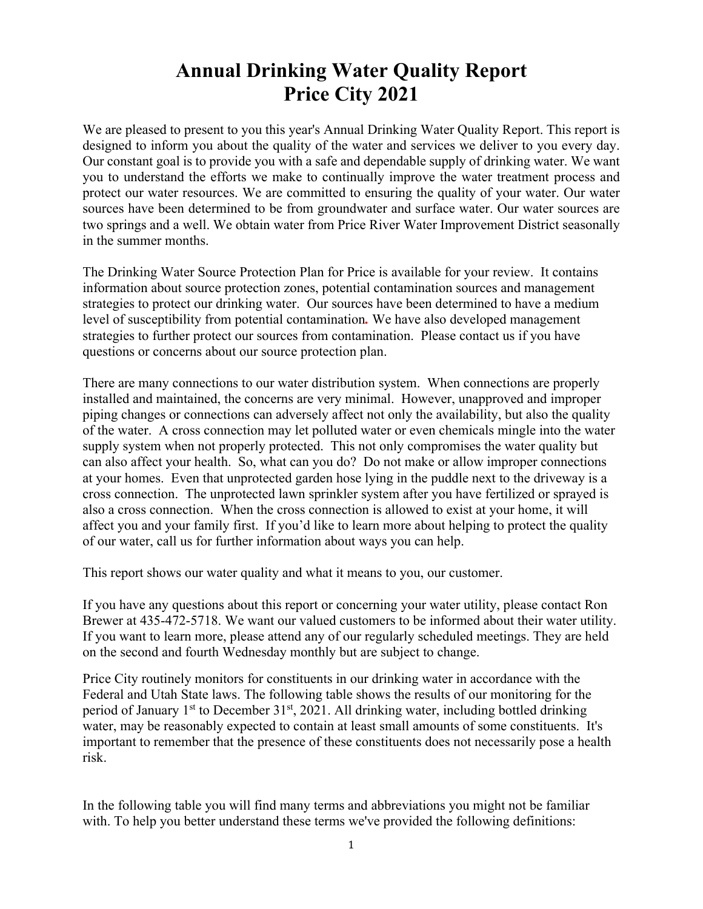# Annual Drinking Water Quality Report
# Price City 2021

We are pleased to present to you this year's Annual Drinking Water Quality Report. This report is designed to inform you about the quality of the water and services we deliver to you every day. Our constant goal is to provide you with a safe and dependable supply of drinking water. We want you to understand the efforts we make to continually improve the water treatment process and protect our water resources. We are committed to ensuring the quality of your water. Our water sources have been determined to be from groundwater and surface water. Our water sources are two springs and a well. We obtain water from Price River Water Improvement District seasonally in the summer months.

The Drinking Water Source Protection Plan for Price is available for your review. It contains information about source protection zones, potential contamination sources and management strategies to protect our drinking water. Our sources have been determined to have a medium level of susceptibility from potential contamination. We have also developed management strategies to further protect our sources from contamination. Please contact us if you have questions or concerns about our source protection plan.

There are many connections to our water distribution system. When connections are properly installed and maintained, the concerns are very minimal. However, unapproved and improper piping changes or connections can adversely affect not only the availability, but also the quality of the water. A cross connection may let polluted water or even chemicals mingle into the water supply system when not properly protected. This not only compromises the water quality but can also affect your health. So, what can you do? Do not make or allow improper connections at your homes. Even that unprotected garden hose lying in the puddle next to the driveway is a cross connection. The unprotected lawn sprinkler system after you have fertilized or sprayed is also a cross connection. When the cross connection is allowed to exist at your home, it will affect you and your family first. If you'd like to learn more about helping to protect the quality of our water, call us for further information about ways you can help.

This report shows our water quality and what it means to you, our customer.

If you have any questions about this report or concerning your water utility, please contact Ron Brewer at 435-472-5718. We want our valued customers to be informed about their water utility. If you want to learn more, please attend any of our regularly scheduled meetings. They are held on the second and fourth Wednesday monthly but are subject to change.

Price City routinely monitors for constituents in our drinking water in accordance with the Federal and Utah State laws. The following table shows the results of our monitoring for the period of January 1st to December 31st, 2021. All drinking water, including bottled drinking water, may be reasonably expected to contain at least small amounts of some constituents. It's important to remember that the presence of these constituents does not necessarily pose a health risk.

In the following table you will find many terms and abbreviations you might not be familiar with. To help you better understand these terms we've provided the following definitions: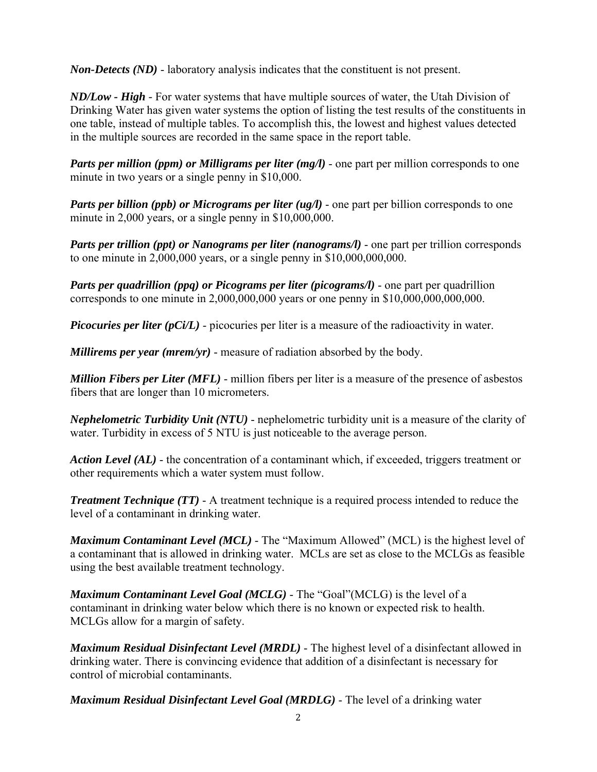***Non-Detects (ND)*** - laboratory analysis indicates that the constituent is not present.

***ND/Low - High*** - For water systems that have multiple sources of water, the Utah Division of Drinking Water has given water systems the option of listing the test results of the constituents in one table, instead of multiple tables. To accomplish this, the lowest and highest values detected in the multiple sources are recorded in the same space in the report table.

***Parts per million (ppm) or Milligrams per liter (mg/l)*** - one part per million corresponds to one minute in two years or a single penny in $10,000.

***Parts per billion (ppb) or Micrograms per liter (ug/l)*** - one part per billion corresponds to one minute in 2,000 years, or a single penny in $10,000,000.

***Parts per trillion (ppt) or Nanograms per liter (nanograms/l)*** - one part per trillion corresponds to one minute in 2,000,000 years, or a single penny in $10,000,000,000.

***Parts per quadrillion (ppq) or Picograms per liter (picograms/l)*** - one part per quadrillion corresponds to one minute in 2,000,000,000 years or one penny in $10,000,000,000,000.

***Picocuries per liter (pCi/L)*** - picocuries per liter is a measure of the radioactivity in water.

***Millirems per year (mrem/yr)*** - measure of radiation absorbed by the body.

***Million Fibers per Liter (MFL)*** - million fibers per liter is a measure of the presence of asbestos fibers that are longer than 10 micrometers.

***Nephelometric Turbidity Unit (NTU)*** - nephelometric turbidity unit is a measure of the clarity of water. Turbidity in excess of 5 NTU is just noticeable to the average person.

***Action Level (AL)*** - the concentration of a contaminant which, if exceeded, triggers treatment or other requirements which a water system must follow.

***Treatment Technique (TT)*** - A treatment technique is a required process intended to reduce the level of a contaminant in drinking water.

***Maximum Contaminant Level (MCL)*** - The “Maximum Allowed” (MCL) is the highest level of a contaminant that is allowed in drinking water. MCLs are set as close to the MCLGs as feasible using the best available treatment technology.

***Maximum Contaminant Level Goal (MCLG)*** - The “Goal”(MCLG) is the level of a contaminant in drinking water below which there is no known or expected risk to health. MCLGs allow for a margin of safety.

***Maximum Residual Disinfectant Level (MRDL)*** - The highest level of a disinfectant allowed in drinking water. There is convincing evidence that addition of a disinfectant is necessary for control of microbial contaminants.

***Maximum Residual Disinfectant Level Goal (MRDLG)*** - The level of a drinking water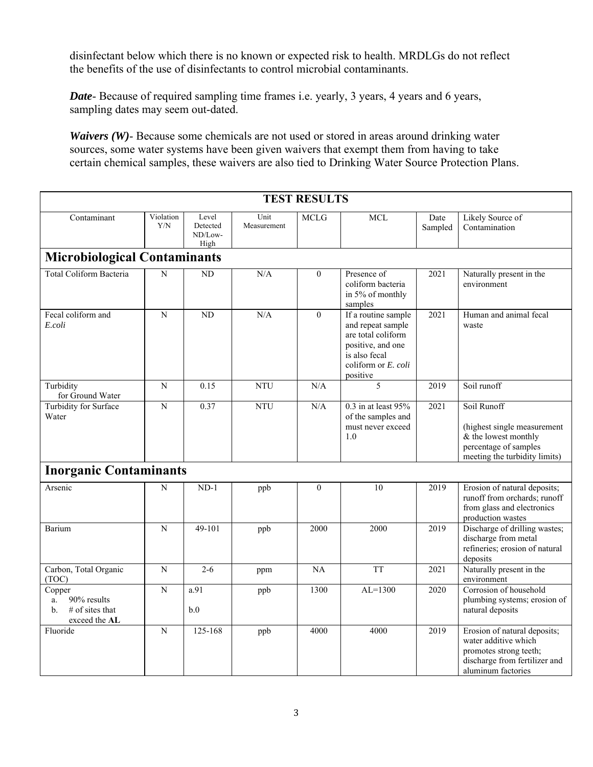disinfectant below which there is no known or expected risk to health. MRDLGs do not reflect the benefits of the use of disinfectants to control microbial contaminants.

***Date***- Because of required sampling time frames i.e. yearly, 3 years, 4 years and 6 years, sampling dates may seem out-dated.

***Waivers (W)***- Because some chemicals are not used or stored in areas around drinking water sources, some water systems have been given waivers that exempt them from having to take certain chemical samples, these waivers are also tied to Drinking Water Source Protection Plans.

| TEST RESULTS | | | | | | | |
|---|---|---|---|---|---|---|---|
| Contaminant | Violation Y/N | Level Detected ND/Low-High | Unit Measurement | MCLG | MCL | Date Sampled | Likely Source of Contamination |
| **Microbiological Contaminants** | | | | | | | |
| Total Coliform Bacteria | N | ND | N/A | 0 | Presence of coliform bacteria in 5% of monthly samples | 2021 | Naturally present in the environment |
| Fecal coliform and *E.coli* | N | ND | N/A | 0 | If a routine sample and repeat sample are total coliform positive, and one is also fecal coliform or *E. coli* positive | 2021 | Human and animal fecal waste |
| Turbidity for Ground Water | N | 0.15 | NTU | N/A | 5 | 2019 | Soil runoff |
| Turbidity for Surface Water | N | 0.37 | NTU | N/A | 0.3 in at least 95% of the samples and must never exceed 1.0 | 2021 | Soil Runoff (highest single measurement & the lowest monthly percentage of samples meeting the turbidity limits) |
| **Inorganic Contaminants** | | | | | | | |
| Arsenic | N | ND-1 | ppb | 0 | 10 | 2019 | Erosion of natural deposits; runoff from orchards; runoff from glass and electronics production wastes |
| Barium | N | 49-101 | ppb | 2000 | 2000 | 2019 | Discharge of drilling wastes; discharge from metal refineries; erosion of natural deposits |
| Carbon, Total Organic (TOC) | N | 2-6 | ppm | NA | TT | 2021 | Naturally present in the environment |
| Copper<br>a. 90% results<br>b. # of sites that exceed the **AL** | N | a.91<br>b.0 | ppb | 1300 | AL=1300 | 2020 | Corrosion of household plumbing systems; erosion of natural deposits |
| Fluoride | N | 125-168 | ppb | 4000 | 4000 | 2019 | Erosion of natural deposits; water additive which promotes strong teeth; discharge from fertilizer and aluminum factories |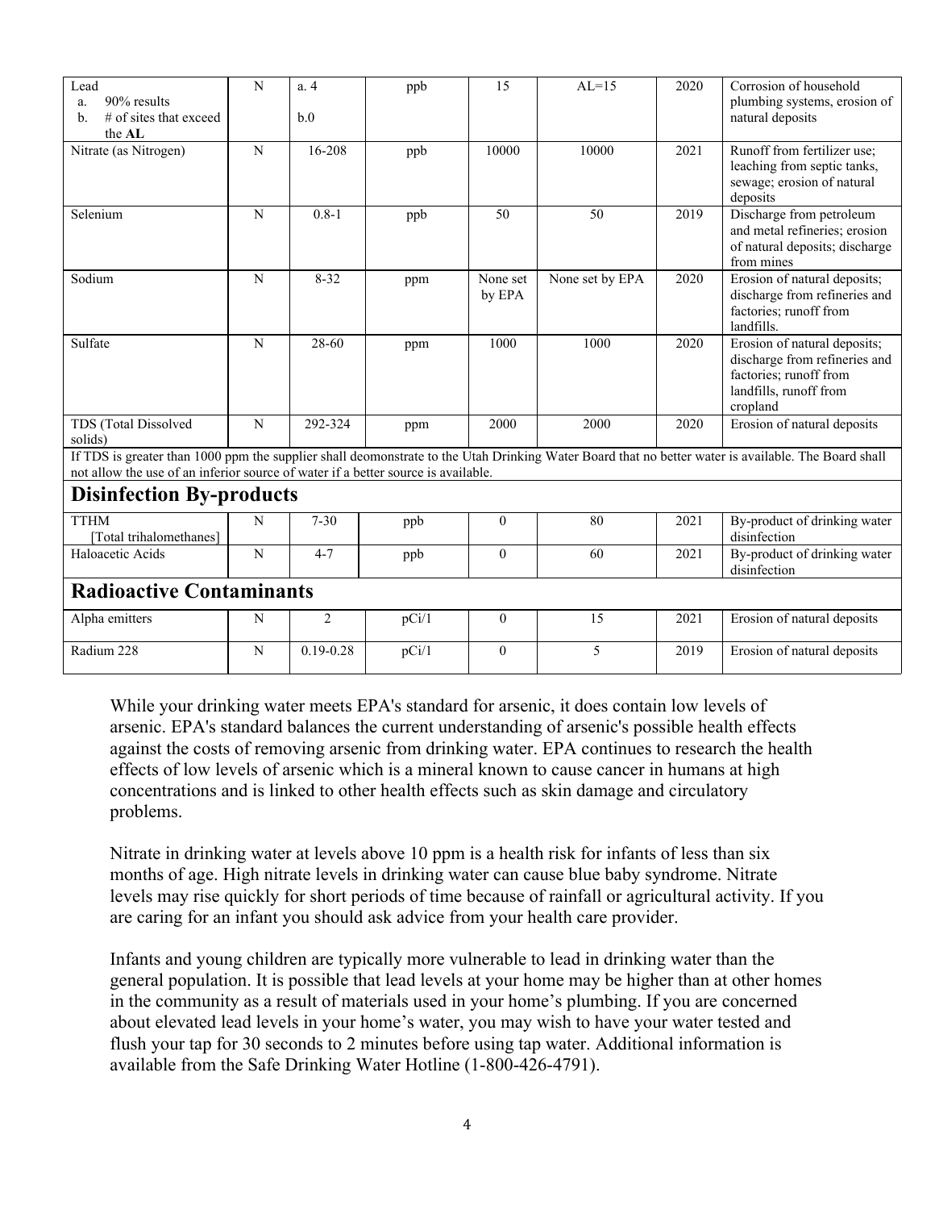| Lead<br>a. 90% results<br>b. # of sites that exceed the **AL** | N | a. 4<br><br>b.0 | ppb | 15 | AL=15 | 2020 | Corrosion of household plumbing systems, erosion of natural deposits |
|---|---|---|---|---|---|---|---|
| Nitrate (as Nitrogen) | N | 16-208 | ppb | 10000 | 10000 | 2021 | Runoff from fertilizer use; leaching from septic tanks, sewage; erosion of natural deposits |
| Selenium | N | 0.8-1 | ppb | 50 | 50 | 2019 | Discharge from petroleum and metal refineries; erosion of natural deposits; discharge from mines |
| Sodium | N | 8-32 | ppm | None set by EPA | None set by EPA | 2020 | Erosion of natural deposits; discharge from refineries and factories; runoff from landfills. |
| Sulfate | N | 28-60 | ppm | 1000 | 1000 | 2020 | Erosion of natural deposits; discharge from refineries and factories; runoff from landfills, runoff from cropland |
| TDS (Total Dissolved solids) | N | 292-324 | ppm | 2000 | 2000 | 2020 | Erosion of natural deposits |
| If TDS is greater than 1000 ppm the supplier shall deomonstrate to the Utah Drinking Water Board that no better water is available. The Board shall not allow the use of an inferior source of water if a better source is available. | | | | | | | |
| **Disinfection By-products** | | | | | | | |
| TTHM<br>[Total trihalomethanes] | N | 7-30 | ppb | 0 | 80 | 2021 | By-product of drinking water disinfection |
| Haloacetic Acids | N | 4-7 | ppb | 0 | 60 | 2021 | By-product of drinking water disinfection |
| **Radioactive Contaminants** | | | | | | | |
| Alpha emitters | N | 2 | pCi/1 | 0 | 15 | 2021 | Erosion of natural deposits |
| Radium 228 | N | 0.19-0.28 | pCi/1 | 0 | 5 | 2019 | Erosion of natural deposits |

While your drinking water meets EPA's standard for arsenic, it does contain low levels of arsenic. EPA's standard balances the current understanding of arsenic's possible health effects against the costs of removing arsenic from drinking water. EPA continues to research the health effects of low levels of arsenic which is a mineral known to cause cancer in humans at high concentrations and is linked to other health effects such as skin damage and circulatory problems.

Nitrate in drinking water at levels above 10 ppm is a health risk for infants of less than six months of age. High nitrate levels in drinking water can cause blue baby syndrome. Nitrate levels may rise quickly for short periods of time because of rainfall or agricultural activity. If you are caring for an infant you should ask advice from your health care provider.

Infants and young children are typically more vulnerable to lead in drinking water than the general population. It is possible that lead levels at your home may be higher than at other homes in the community as a result of materials used in your home's plumbing. If you are concerned about elevated lead levels in your home's water, you may wish to have your water tested and flush your tap for 30 seconds to 2 minutes before using tap water. Additional information is available from the Safe Drinking Water Hotline (1-800-426-4791).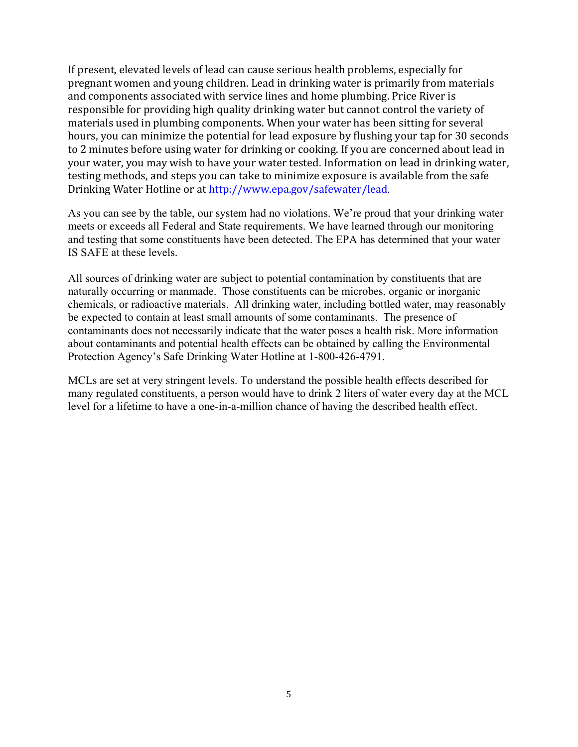If present, elevated levels of lead can cause serious health problems, especially for pregnant women and young children. Lead in drinking water is primarily from materials and components associated with service lines and home plumbing. Price River is responsible for providing high quality drinking water but cannot control the variety of materials used in plumbing components. When your water has been sitting for several hours, you can minimize the potential for lead exposure by flushing your tap for 30 seconds to 2 minutes before using water for drinking or cooking. If you are concerned about lead in your water, you may wish to have your water tested. Information on lead in drinking water, testing methods, and steps you can take to minimize exposure is available from the safe Drinking Water Hotline or at [http://www.epa.gov/safewater/lead](http://www.epa.gov/safewater/lead).

As you can see by the table, our system had no violations. We're proud that your drinking water meets or exceeds all Federal and State requirements. We have learned through our monitoring and testing that some constituents have been detected. The EPA has determined that your water IS SAFE at these levels.

All sources of drinking water are subject to potential contamination by constituents that are naturally occurring or manmade. Those constituents can be microbes, organic or inorganic chemicals, or radioactive materials. All drinking water, including bottled water, may reasonably be expected to contain at least small amounts of some contaminants. The presence of contaminants does not necessarily indicate that the water poses a health risk. More information about contaminants and potential health effects can be obtained by calling the Environmental Protection Agency's Safe Drinking Water Hotline at 1-800-426-4791.

MCLs are set at very stringent levels. To understand the possible health effects described for many regulated constituents, a person would have to drink 2 liters of water every day at the MCL level for a lifetime to have a one-in-a-million chance of having the described health effect.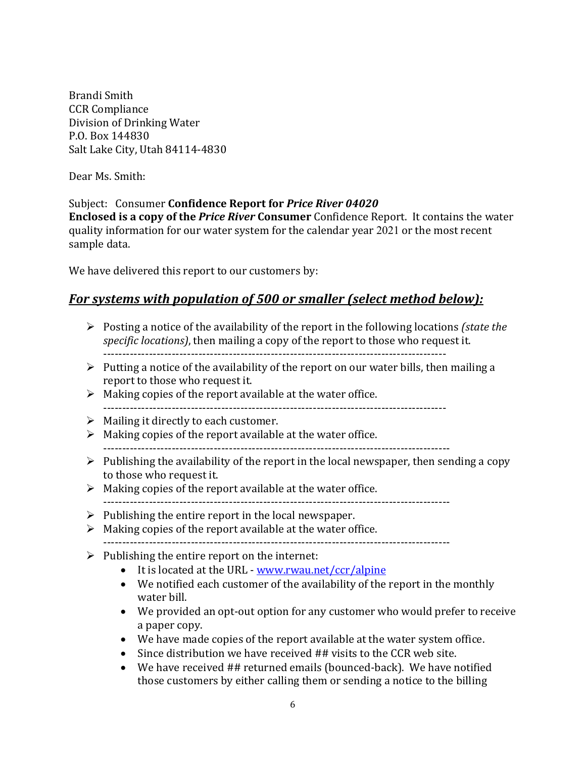Brandi Smith
CCR Compliance
Division of Drinking Water
P.O. Box 144830
Salt Lake City, Utah 84114-4830

Dear Ms. Smith:

Subject: Consumer **Confidence Report for *Price River 04020***
**Enclosed is a copy of the *Price River* Consumer** Confidence Report. It contains the water quality information for our water system for the calendar year 2021 or the most recent sample data.

We have delivered this report to our customers by:

## ***For systems with population of 500 or smaller (select method below):***

- Posting a notice of the availability of the report in the following locations *(state the specific locations)*, then mailing a copy of the report to those who request it.

---

- Putting a notice of the availability of the report on our water bills, then mailing a report to those who request it.
- Making copies of the report available at the water office.

---

- Mailing it directly to each customer.
- Making copies of the report available at the water office.

---

- Publishing the availability of the report in the local newspaper, then sending a copy to those who request it.
- Making copies of the report available at the water office.

---

- Publishing the entire report in the local newspaper.
- Making copies of the report available at the water office.

---

- Publishing the entire report on the internet:
  - It is located at the URL - [www.rwau.net/ccr/alpine](www.rwau.net/ccr/alpine)
  - We notified each customer of the availability of the report in the monthly water bill.
  - We provided an opt-out option for any customer who would prefer to receive a paper copy.
  - We have made copies of the report available at the water system office.
  - Since distribution we have received ## visits to the CCR web site.
  - We have received ## returned emails (bounced-back). We have notified those customers by either calling them or sending a notice to the billing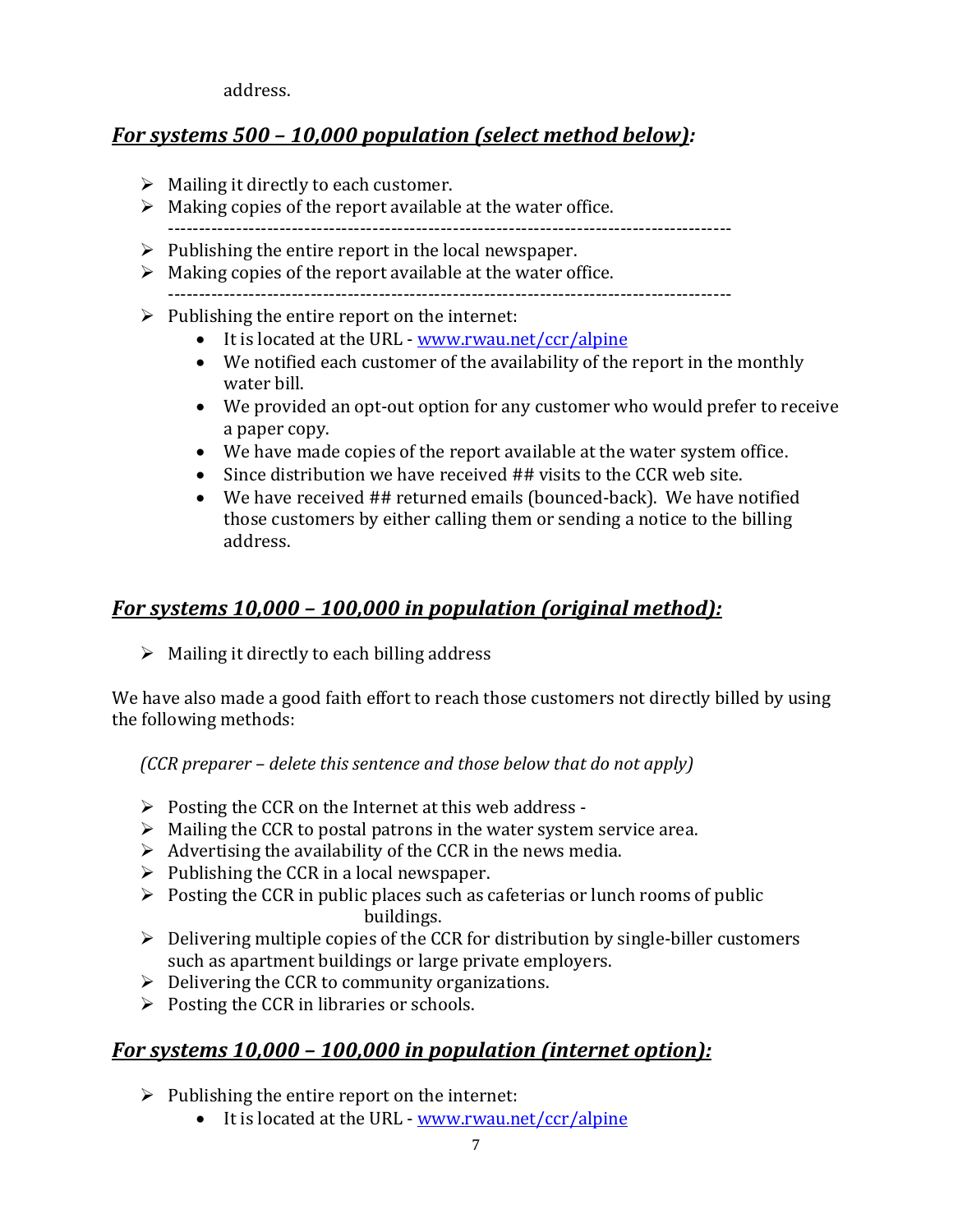address.

## ***For systems 500 – 10,000 population (select method below):***

- Mailing it directly to each customer.
- Making copies of the report available at the water office.

-----------------------------------------------------------------------------------------

- Publishing the entire report in the local newspaper.
- Making copies of the report available at the water office.

-----------------------------------------------------------------------------------------

- Publishing the entire report on the internet:
    - It is located at the URL - [www.rwau.net/ccr/alpine](www.rwau.net/ccr/alpine)
    - We notified each customer of the availability of the report in the monthly water bill.
    - We provided an opt-out option for any customer who would prefer to receive a paper copy.
    - We have made copies of the report available at the water system office.
    - Since distribution we have received ## visits to the CCR web site.
    - We have received ## returned emails (bounced-back). We have notified those customers by either calling them or sending a notice to the billing address.

## ***For systems 10,000 – 100,000 in population (original method):***

- Mailing it directly to each billing address

We have also made a good faith effort to reach those customers not directly billed by using the following methods:

*(CCR preparer – delete this sentence and those below that do not apply)*

- Posting the CCR on the Internet at this web address -
- Mailing the CCR to postal patrons in the water system service area.
- Advertising the availability of the CCR in the news media.
- Publishing the CCR in a local newspaper.
- Posting the CCR in public places such as cafeterias or lunch rooms of public buildings.
- Delivering multiple copies of the CCR for distribution by single-biller customers such as apartment buildings or large private employers.
- Delivering the CCR to community organizations.
- Posting the CCR in libraries or schools.

## ***For systems 10,000 – 100,000 in population (internet option):***

- Publishing the entire report on the internet:
    - It is located at the URL - [www.rwau.net/ccr/alpine](www.rwau.net/ccr/alpine)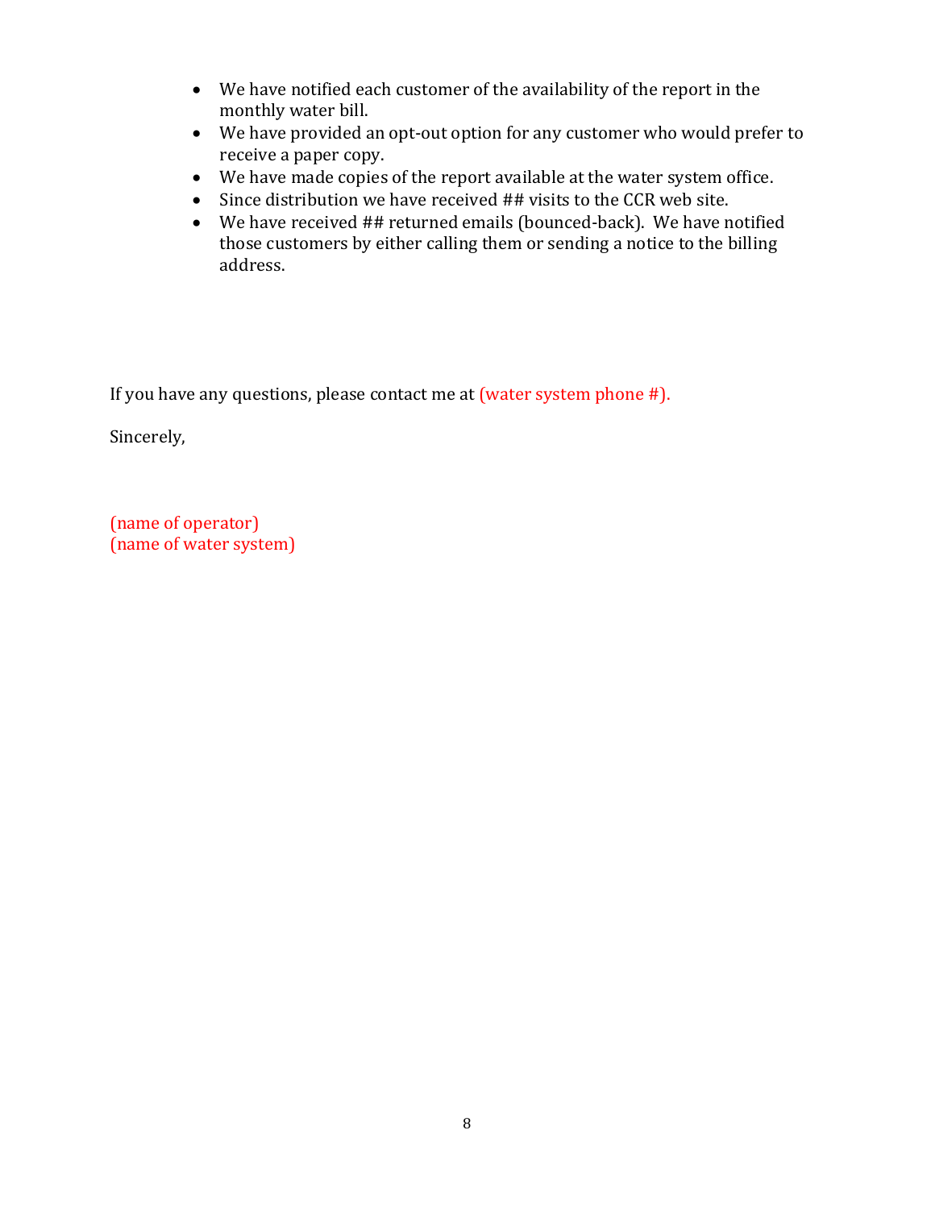- We have notified each customer of the availability of the report in the monthly water bill.
- We have provided an opt-out option for any customer who would prefer to receive a paper copy.
- We have made copies of the report available at the water system office.
- Since distribution we have received ## visits to the CCR web site.
- We have received ## returned emails (bounced-back). We have notified those customers by either calling them or sending a notice to the billing address.

If you have any questions, please contact me at (water system phone #).

Sincerely,

(name of operator)
(name of water system)